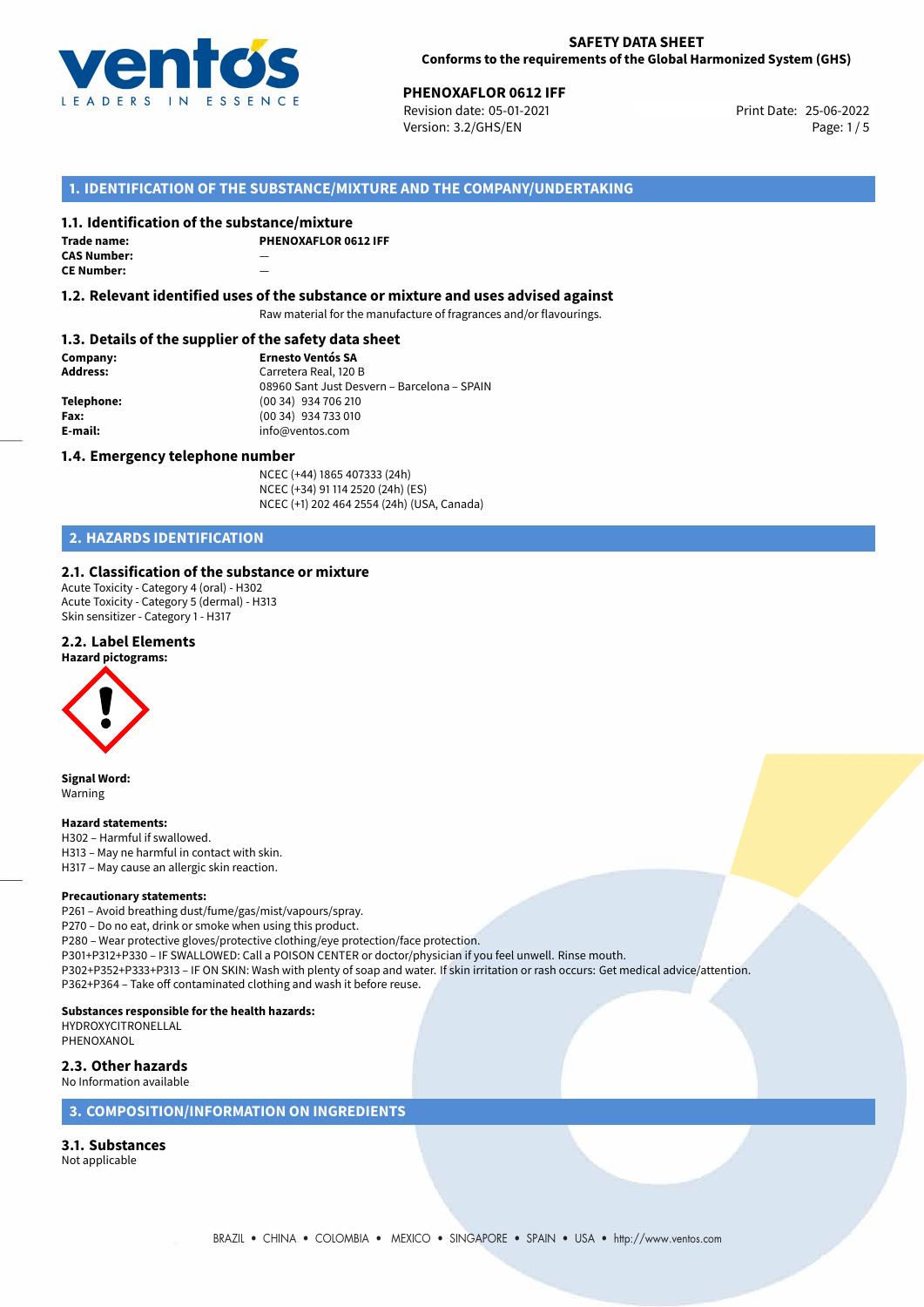**SAFETY DATA SHEET**
**Conforms to the requirements of the Global Harmonized System (GHS)**

**PHENOXAFLOR 0612 IFF**
Revision date: 05-01-2021
Version: 3.2/GHS/EN
Print Date: 25-06-2022

## 1. IDENTIFICATION OF THE SUBSTANCE/MIXTURE AND THE COMPANY/UNDERTAKING

### 1.1. Identification of the substance/mixture

**Trade name:** PHENOXAFLOR 0612 IFF
**CAS Number:** —
**CE Number:** —

### 1.2. Relevant identified uses of the substance or mixture and uses advised against

Raw material for the manufacture of fragrances and/or flavourings.

### 1.3. Details of the supplier of the safety data sheet

**Company:** Ernesto Ventós SA
**Address:** Carretera Real, 120 B
08960 Sant Just Desvern – Barcelona – SPAIN
**Telephone:** (00 34) 934 706 210
**Fax:** (00 34) 934 733 010
**E-mail:** info@ventos.com

### 1.4. Emergency telephone number

NCEC (+44) 1865 407333 (24h)
NCEC (+34) 91 114 2520 (24h) (ES)
NCEC (+1) 202 464 2554 (24h) (USA, Canada)

## 2. HAZARDS IDENTIFICATION

### 2.1. Classification of the substance or mixture

Acute Toxicity - Category 4 (oral) - H302
Acute Toxicity - Category 5 (dermal) - H313
Skin sensitizer - Category 1 - H317

### 2.2. Label Elements

**Hazard pictograms:**

**Signal Word:**
Warning

**Hazard statements:**
H302 – Harmful if swallowed.
H313 – May ne harmful in contact with skin.
H317 – May cause an allergic skin reaction.

**Precautionary statements:**
P261 – Avoid breathing dust/fume/gas/mist/vapours/spray.
P270 – Do no eat, drink or smoke when using this product.
P280 – Wear protective gloves/protective clothing/eye protection/face protection.
P301+P312+P330 – IF SWALLOWED: Call a POISON CENTER or doctor/physician if you feel unwell. Rinse mouth.
P302+P352+P333+P313 – IF ON SKIN: Wash with plenty of soap and water. If skin irritation or rash occurs: Get medical advice/attention.
P362+P364 – Take off contaminated clothing and wash it before reuse.

**Substances responsible for the health hazards:**
HYDROXYCITRONELLAL
PHENOXANOL

### 2.3. Other hazards

No Information available

## 3. COMPOSITION/INFORMATION ON INGREDIENTS

### 3.1. Substances

Not applicable

BRAZIL • CHINA • COLOMBIA • MEXICO • SINGAPORE • SPAIN • USA • http://www.ventos.com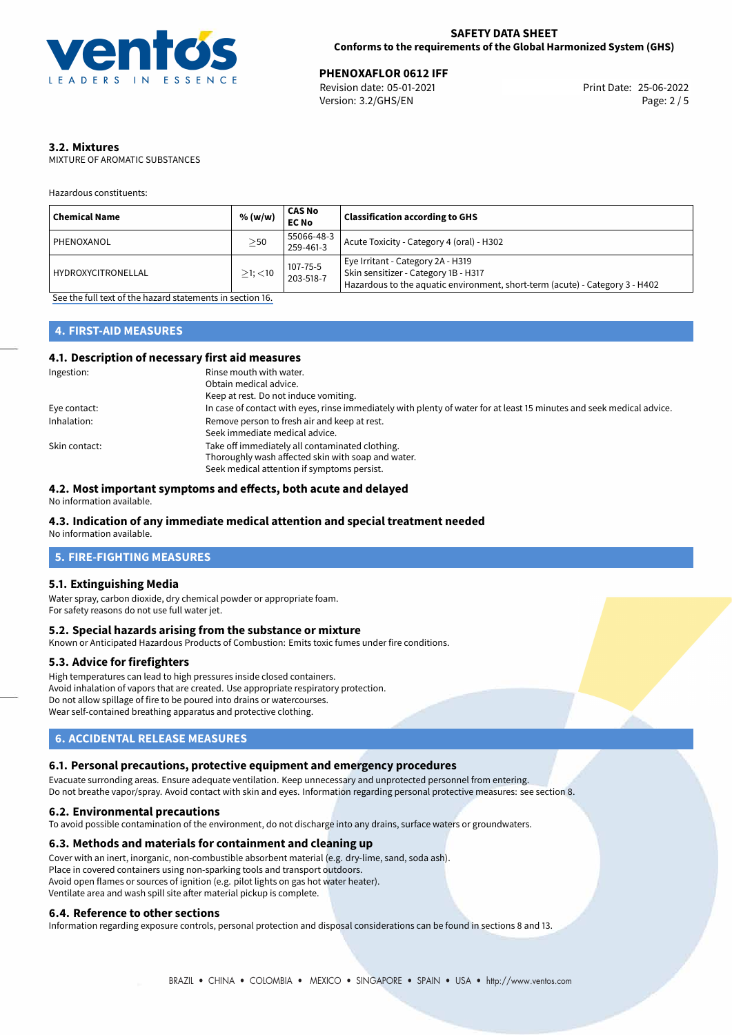### 3.2. Mixtures

MIXTURE OF AROMATIC SUBSTANCES

Hazardous constituents:

| Chemical Name | % (w/w) | CAS No EC No | Classification according to GHS |
|---|---|---|---|
| PHENOXANOL | $\geq$50 | 55066-48-3 259-461-3 | Acute Toxicity - Category 4 (oral) - H302 |
| HYDROXYCITRONELLAL | $\geq$1; $<$10 | 107-75-5 203-518-7 | Eye Irritant - Category 2A - H319<br>Skin sensitizer - Category 1B - H317<br>Hazardous to the aquatic environment, short-term (acute) - Category 3 - H402 |

See the full text of the hazard statements in section 16.

## 4. FIRST-AID MEASURES

### 4.1. Description of necessary first aid measures

Ingestion: Rinse mouth with water.
Obtain medical advice.
Keep at rest. Do not induce vomiting.

Eye contact: In case of contact with eyes, rinse immediately with plenty of water for at least 15 minutes and seek medical advice.

Inhalation: Remove person to fresh air and keep at rest.
Seek immediate medical advice.

Skin contact: Take off immediately all contaminated clothing.
Thoroughly wash affected skin with soap and water.
Seek medical attention if symptoms persist.

### 4.2. Most important symptoms and effects, both acute and delayed

No information available.

### 4.3. Indication of any immediate medical attention and special treatment needed

No information available.

## 5. FIRE-FIGHTING MEASURES

### 5.1. Extinguishing Media

Water spray, carbon dioxide, dry chemical powder or appropriate foam.
For safety reasons do not use full water jet.

### 5.2. Special hazards arising from the substance or mixture

Known or Anticipated Hazardous Products of Combustion: Emits toxic fumes under fire conditions.

### 5.3. Advice for firefighters

High temperatures can lead to high pressures inside closed containers.
Avoid inhalation of vapors that are created. Use appropriate respiratory protection.
Do not allow spillage of fire to be poured into drains or watercourses.
Wear self-contained breathing apparatus and protective clothing.

## 6. ACCIDENTAL RELEASE MEASURES

### 6.1. Personal precautions, protective equipment and emergency procedures

Evacuate surronding areas. Ensure adequate ventilation. Keep unnecessary and unprotected personnel from entering.
Do not breathe vapor/spray. Avoid contact with skin and eyes. Information regarding personal protective measures: see section 8.

### 6.2. Environmental precautions

To avoid possible contamination of the environment, do not discharge into any drains, surface waters or groundwaters.

### 6.3. Methods and materials for containment and cleaning up

Cover with an inert, inorganic, non-combustible absorbent material (e.g. dry-lime, sand, soda ash).
Place in covered containers using non-sparking tools and transport outdoors.
Avoid open flames or sources of ignition (e.g. pilot lights on gas hot water heater).
Ventilate area and wash spill site after material pickup is complete.

### 6.4. Reference to other sections

Information regarding exposure controls, personal protection and disposal considerations can be found in sections 8 and 13.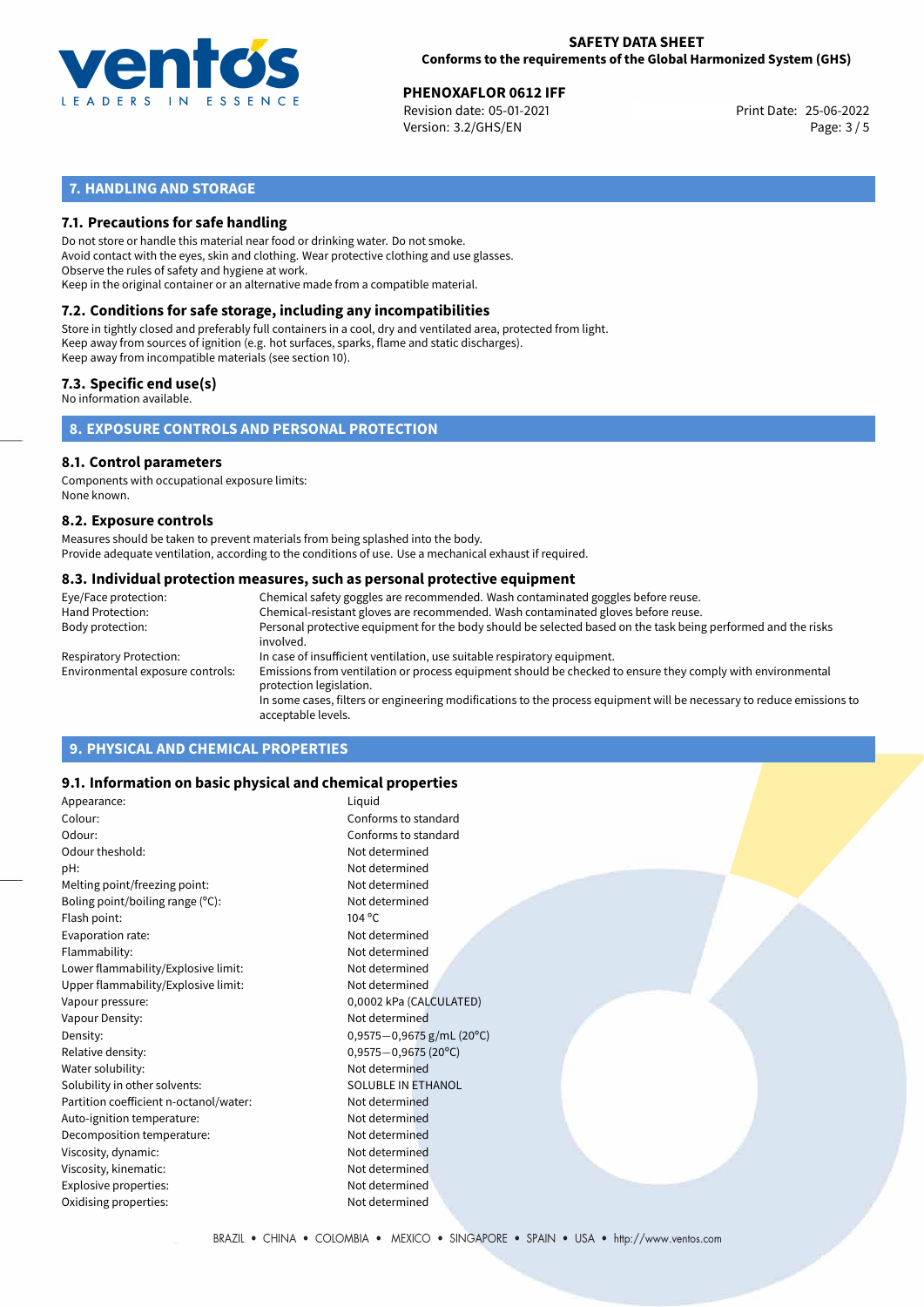## 7. HANDLING AND STORAGE

### 7.1. Precautions for safe handling

Do not store or handle this material near food or drinking water. Do not smoke.
Avoid contact with the eyes, skin and clothing. Wear protective clothing and use glasses.
Observe the rules of safety and hygiene at work.
Keep in the original container or an alternative made from a compatible material.

### 7.2. Conditions for safe storage, including any incompatibilities

Store in tightly closed and preferably full containers in a cool, dry and ventilated area, protected from light.
Keep away from sources of ignition (e.g. hot surfaces, sparks, flame and static discharges).
Keep away from incompatible materials (see section 10).

### 7.3. Specific end use(s)

No information available.

## 8. EXPOSURE CONTROLS AND PERSONAL PROTECTION

### 8.1. Control parameters

Components with occupational exposure limits:
None known.

### 8.2. Exposure controls

Measures should be taken to prevent materials from being splashed into the body.
Provide adequate ventilation, according to the conditions of use. Use a mechanical exhaust if required.

### 8.3. Individual protection measures, such as personal protective equipment

| | |
|---|---|
| Eye/Face protection: | Chemical safety goggles are recommended. Wash contaminated goggles before reuse. |
| Hand Protection: | Chemical-resistant gloves are recommended. Wash contaminated gloves before reuse. |
| Body protection: | Personal protective equipment for the body should be selected based on the task being performed and the risks involved. |
| Respiratory Protection: | In case of insufficient ventilation, use suitable respiratory equipment. |
| Environmental exposure controls: | Emissions from ventilation or process equipment should be checked to ensure they comply with environmental protection legislation. In some cases, filters or engineering modifications to the process equipment will be necessary to reduce emissions to acceptable levels. |

## 9. PHYSICAL AND CHEMICAL PROPERTIES

### 9.1. Information on basic physical and chemical properties

| | |
|---|---|
| Appearance: | Liquid |
| Colour: | Conforms to standard |
| Odour: | Conforms to standard |
| Odour theshold: | Not determined |
| pH: | Not determined |
| Melting point/freezing point: | Not determined |
| Boling point/boiling range (°C): | Not determined |
| Flash point: | 104 °C |
| Evaporation rate: | Not determined |
| Flammability: | Not determined |
| Lower flammability/Explosive limit: | Not determined |
| Upper flammability/Explosive limit: | Not determined |
| Vapour pressure: | 0,0002 kPa (CALCULATED) |
| Vapour Density: | Not determined |
| Density: | 0,9575−0,9675 g/mL (20°C) |
| Relative density: | 0,9575−0,9675 (20°C) |
| Water solubility: | Not determined |
| Solubility in other solvents: | SOLUBLE IN ETHANOL |
| Partition coefficient n-octanol/water: | Not determined |
| Auto-ignition temperature: | Not determined |
| Decomposition temperature: | Not determined |
| Viscosity, dynamic: | Not determined |
| Viscosity, kinematic: | Not determined |
| Explosive properties: | Not determined |
| Oxidising properties: | Not determined |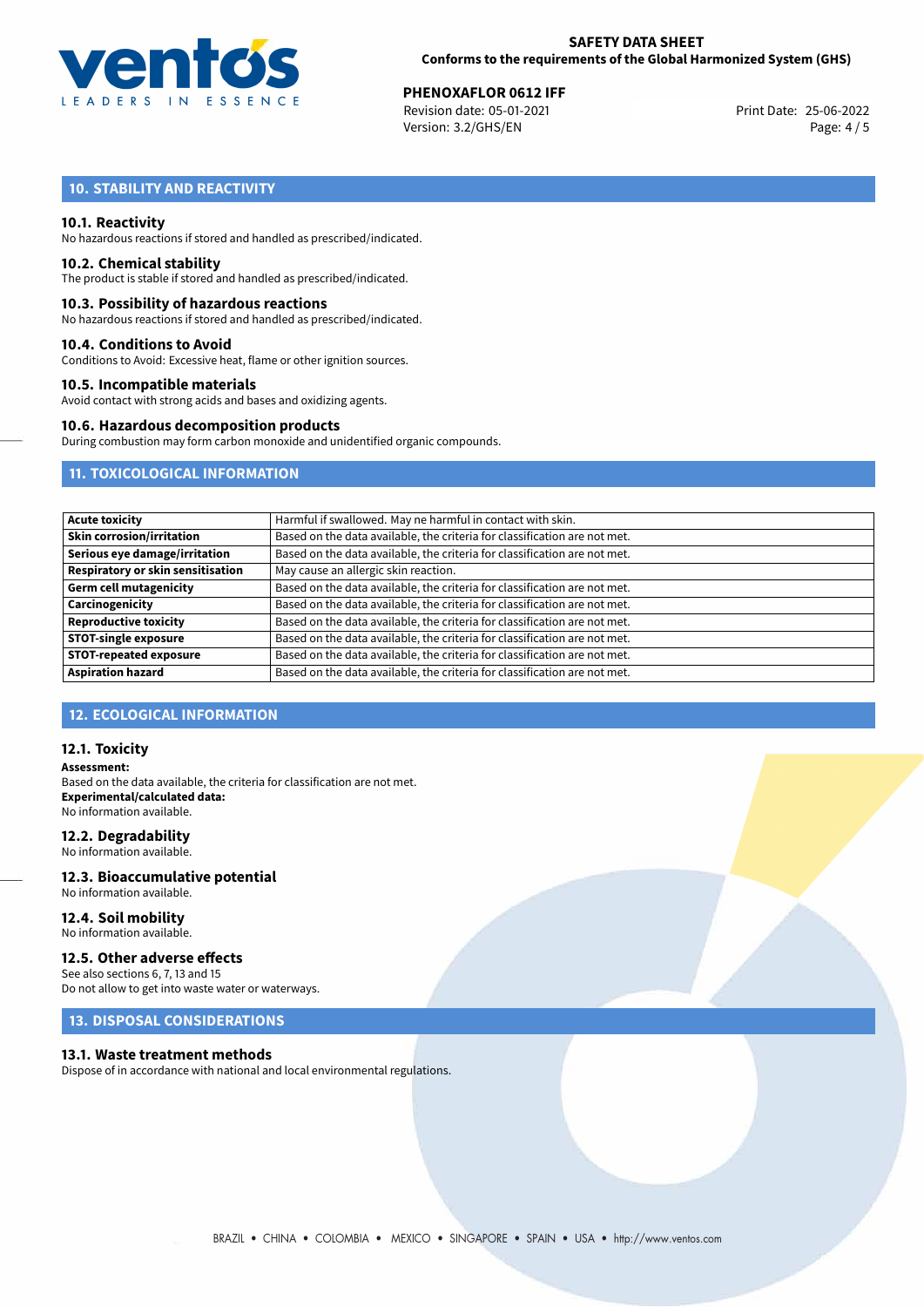## 10. STABILITY AND REACTIVITY

### 10.1. Reactivity

No hazardous reactions if stored and handled as prescribed/indicated.

### 10.2. Chemical stability

The product is stable if stored and handled as prescribed/indicated.

### 10.3. Possibility of hazardous reactions

No hazardous reactions if stored and handled as prescribed/indicated.

### 10.4. Conditions to Avoid

Conditions to Avoid: Excessive heat, flame or other ignition sources.

### 10.5. Incompatible materials

Avoid contact with strong acids and bases and oxidizing agents.

### 10.6. Hazardous decomposition products

During combustion may form carbon monoxide and unidentified organic compounds.

## 11. TOXICOLOGICAL INFORMATION

| | |
|---|---|
| **Acute toxicity** | Harmful if swallowed. May ne harmful in contact with skin. |
| **Skin corrosion/irritation** | Based on the data available, the criteria for classification are not met. |
| **Serious eye damage/irritation** | Based on the data available, the criteria for classification are not met. |
| **Respiratory or skin sensitisation** | May cause an allergic skin reaction. |
| **Germ cell mutagenicity** | Based on the data available, the criteria for classification are not met. |
| **Carcinogenicity** | Based on the data available, the criteria for classification are not met. |
| **Reproductive toxicity** | Based on the data available, the criteria for classification are not met. |
| **STOT-single exposure** | Based on the data available, the criteria for classification are not met. |
| **STOT-repeated exposure** | Based on the data available, the criteria for classification are not met. |
| **Aspiration hazard** | Based on the data available, the criteria for classification are not met. |

## 12. ECOLOGICAL INFORMATION

### 12.1. Toxicity

**Assessment:**
Based on the data available, the criteria for classification are not met.
**Experimental/calculated data:**
No information available.

### 12.2. Degradability

No information available.

### 12.3. Bioaccumulative potential

No information available.

### 12.4. Soil mobility

No information available.

### 12.5. Other adverse effects

See also sections 6, 7, 13 and 15
Do not allow to get into waste water or waterways.

## 13. DISPOSAL CONSIDERATIONS

### 13.1. Waste treatment methods

Dispose of in accordance with national and local environmental regulations.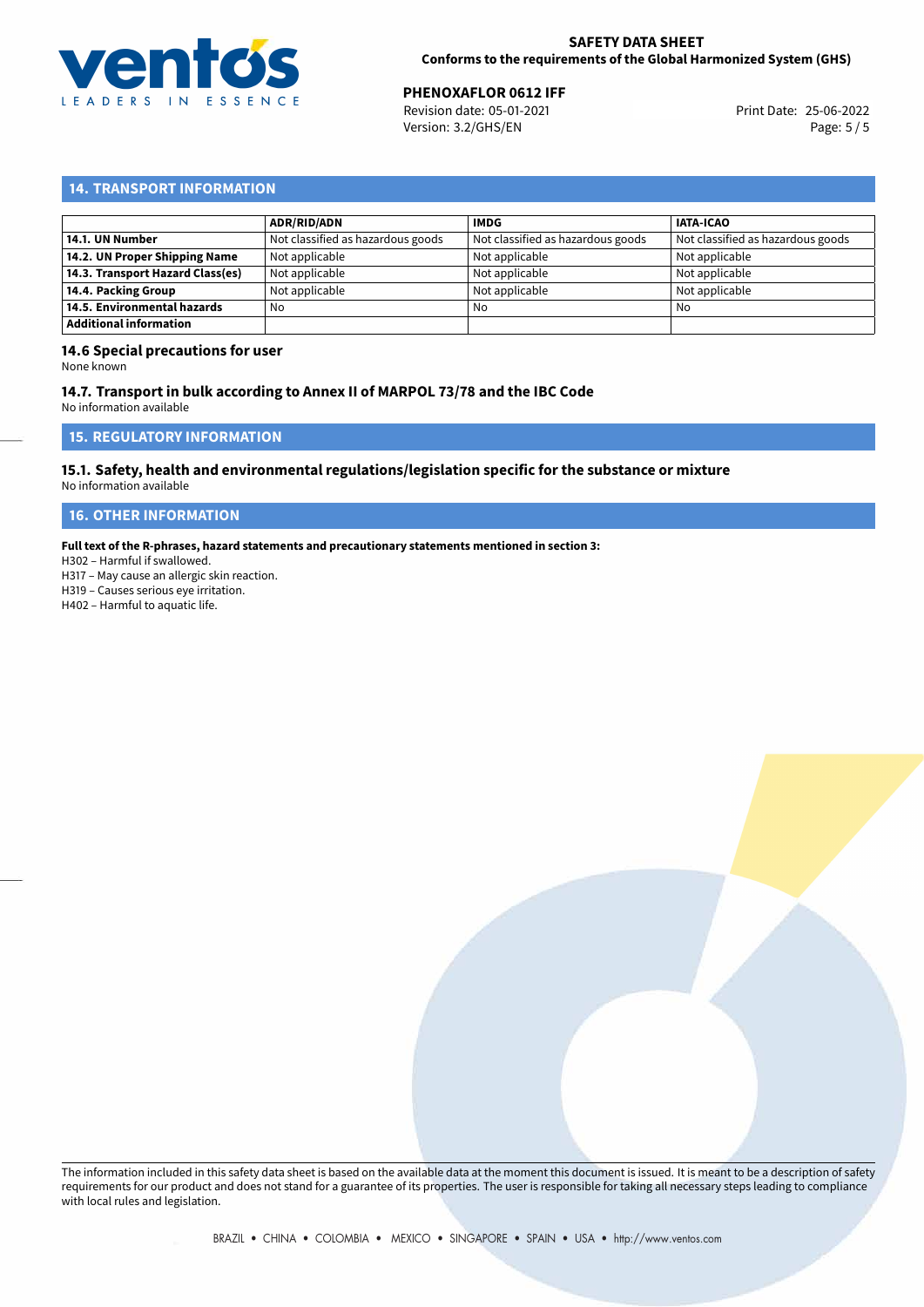## 14. TRANSPORT INFORMATION

| | ADR/RID/ADN | IMDG | IATA-ICAO |
|---|---|---|---|
| **14.1. UN Number** | Not classified as hazardous goods | Not classified as hazardous goods | Not classified as hazardous goods |
| **14.2. UN Proper Shipping Name** | Not applicable | Not applicable | Not applicable |
| **14.3. Transport Hazard Class(es)** | Not applicable | Not applicable | Not applicable |
| **14.4. Packing Group** | Not applicable | Not applicable | Not applicable |
| **14.5. Environmental hazards** | No | No | No |
| **Additional information** | | | |

### 14.6 Special precautions for user

None known

### 14.7. Transport in bulk according to Annex II of MARPOL 73/78 and the IBC Code

No information available

## 15. REGULATORY INFORMATION

### 15.1. Safety, health and environmental regulations/legislation specific for the substance or mixture

No information available

## 16. OTHER INFORMATION

**Full text of the R-phrases, hazard statements and precautionary statements mentioned in section 3:**

H302 – Harmful if swallowed.
H317 – May cause an allergic skin reaction.
H319 – Causes serious eye irritation.
H402 – Harmful to aquatic life.

The information included in this safety data sheet is based on the available data at the moment this document is issued. It is meant to be a description of safety requirements for our product and does not stand for a guarantee of its properties. The user is responsible for taking all necessary steps leading to compliance with local rules and legislation.